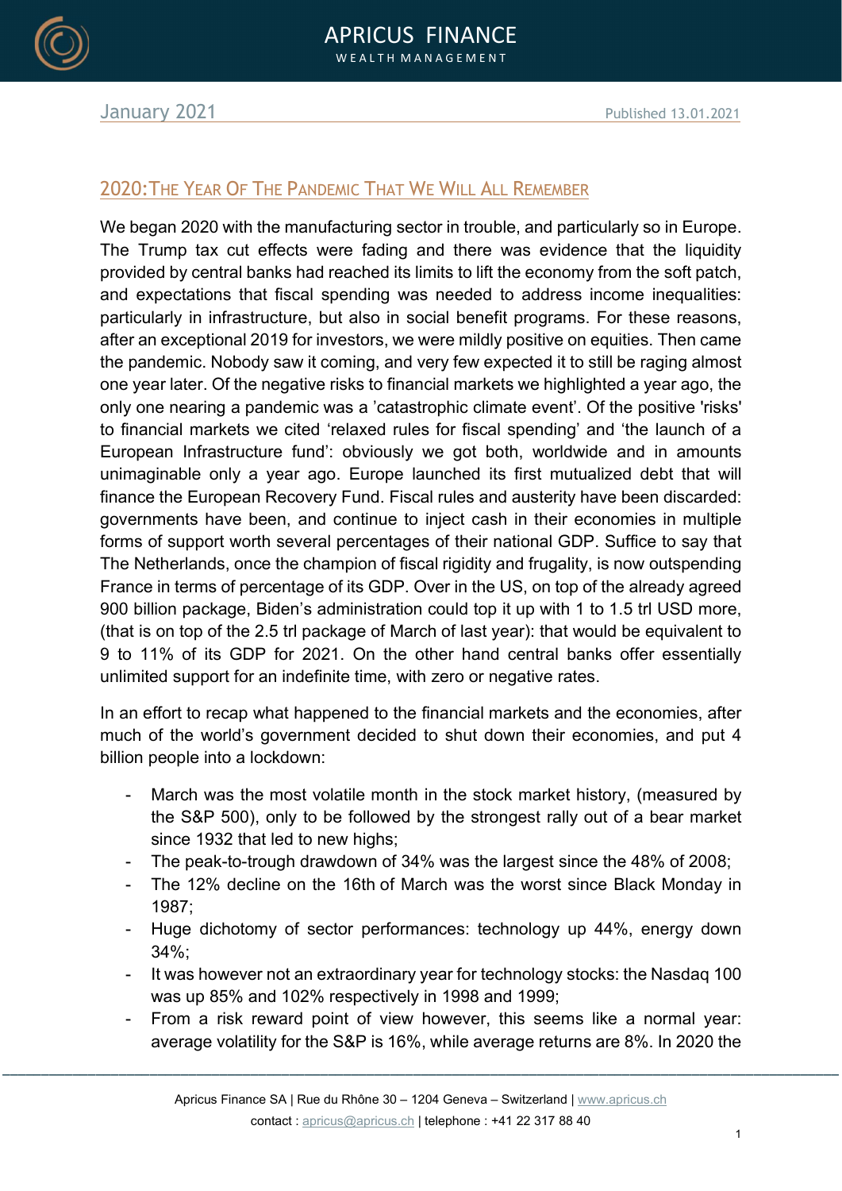# APRICUS FINANCE

WEALTH MANAGEMENT

January 2021 Published 13.01.2021

## 2020: The Year Of The Pandemic That We Will All Remember

We began 2020 with the manufacturing sector in trouble, and particularly so in Europe. The Trump tax cut effects were fading and there was evidence that the liquidity provided by central banks had reached its limits to lift the economy from the soft patch, and expectations that fiscal spending was needed to address income inequalities: particularly in infrastructure, but also in social benefit programs. For these reasons, after an exceptional 2019 for investors, we were mildly positive on equities. Then came the pandemic. Nobody saw it coming, and very few expected it to still be raging almost one year later. Of the negative risks to financial markets we highlighted a year ago, the only one nearing a pandemic was a 'catastrophic climate event'. Of the positive 'risks' to financial markets we cited 'relaxed rules for fiscal spending' and 'the launch of a European Infrastructure fund': obviously we got both, worldwide and in amounts unimaginable only a year ago. Europe launched its first mutualized debt that will finance the European Recovery Fund. Fiscal rules and austerity have been discarded: governments have been, and continue to inject cash in their economies in multiple forms of support worth several percentages of their national GDP. Suffice to say that The Netherlands, once the champion of fiscal rigidity and frugality, is now outspending France in terms of percentage of its GDP. Over in the US, on top of the already agreed 900 billion package, Biden's administration could top it up with 1 to 1.5 trl USD more, (that is on top of the 2.5 trl package of March of last year): that would be equivalent to 9 to 11% of its GDP for 2021. On the other hand central banks offer essentially unlimited support for an indefinite time, with zero or negative rates.

In an effort to recap what happened to the financial markets and the economies, after much of the world's government decided to shut down their economies, and put 4 billion people into a lockdown:

- March was the most volatile month in the stock market history, (measured by the S&P 500), only to be followed by the strongest rally out of a bear market since 1932 that led to new highs;
- The peak-to-trough drawdown of 34% was the largest since the 48% of 2008;
- The 12% decline on the 16th of March was the worst since Black Monday in 1987;
- Huge dichotomy of sector performances: technology up 44%, energy down 34%;
- It was however not an extraordinary year for technology stocks: the Nasdaq 100 was up 85% and 102% respectively in 1998 and 1999;
- From a risk reward point of view however, this seems like a normal year: average volatility for the S&P is 16%, while average returns are 8%. In 2020 the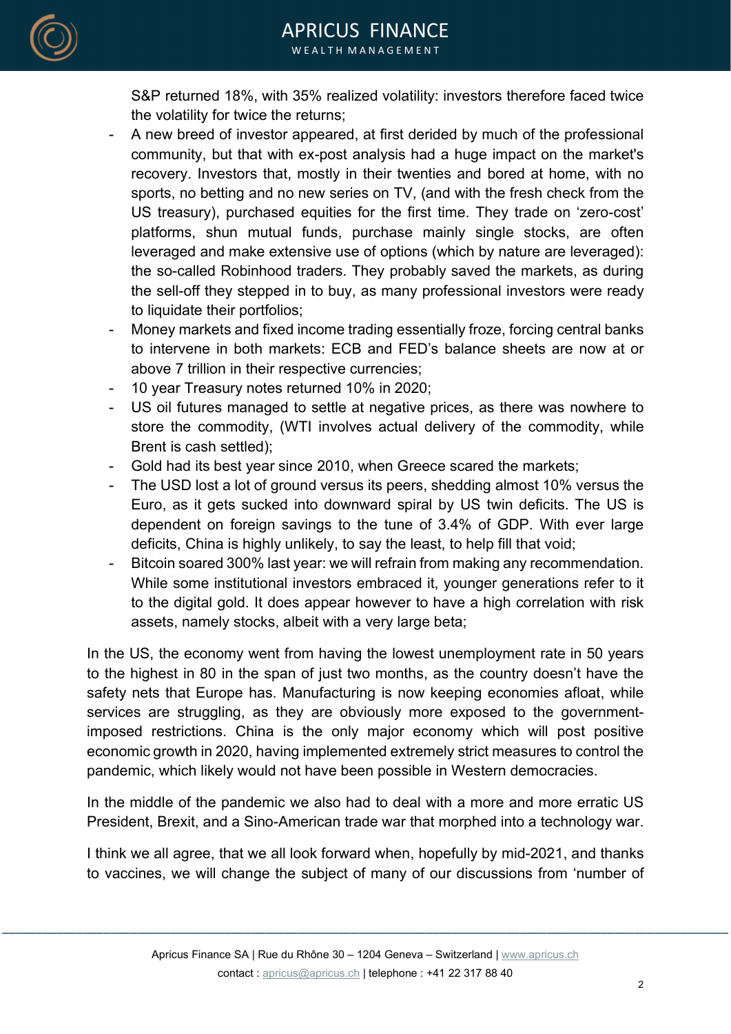S&P returned 18%, with 35% realized volatility: investors therefore faced twice the volatility for twice the returns;

- A new breed of investor appeared, at first derided by much of the professional community, but that with ex-post analysis had a huge impact on the market's recovery. Investors that, mostly in their twenties and bored at home, with no sports, no betting and no new series on TV, (and with the fresh check from the US treasury), purchased equities for the first time. They trade on 'zero-cost' platforms, shun mutual funds, purchase mainly single stocks, are often leveraged and make extensive use of options (which by nature are leveraged): the so-called Robinhood traders. They probably saved the markets, as during the sell-off they stepped in to buy, as many professional investors were ready to liquidate their portfolios;
- Money markets and fixed income trading essentially froze, forcing central banks to intervene in both markets: ECB and FED's balance sheets are now at or above 7 trillion in their respective currencies;
- 10 year Treasury notes returned 10% in 2020;
- US oil futures managed to settle at negative prices, as there was nowhere to store the commodity, (WTI involves actual delivery of the commodity, while Brent is cash settled);
- Gold had its best year since 2010, when Greece scared the markets;
- The USD lost a lot of ground versus its peers, shedding almost 10% versus the Euro, as it gets sucked into downward spiral by US twin deficits. The US is dependent on foreign savings to the tune of 3.4% of GDP. With ever large deficits, China is highly unlikely, to say the least, to help fill that void;
- Bitcoin soared 300% last year: we will refrain from making any recommendation. While some institutional investors embraced it, younger generations refer to it to the digital gold. It does appear however to have a high correlation with risk assets, namely stocks, albeit with a very large beta;

In the US, the economy went from having the lowest unemployment rate in 50 years to the highest in 80 in the span of just two months, as the country doesn't have the safety nets that Europe has. Manufacturing is now keeping economies afloat, while services are struggling, as they are obviously more exposed to the government-imposed restrictions. China is the only major economy which will post positive economic growth in 2020, having implemented extremely strict measures to control the pandemic, which likely would not have been possible in Western democracies.

In the middle of the pandemic we also had to deal with a more and more erratic US President, Brexit, and a Sino-American trade war that morphed into a technology war.

I think we all agree, that we all look forward when, hopefully by mid-2021, and thanks to vaccines, we will change the subject of many of our discussions from 'number of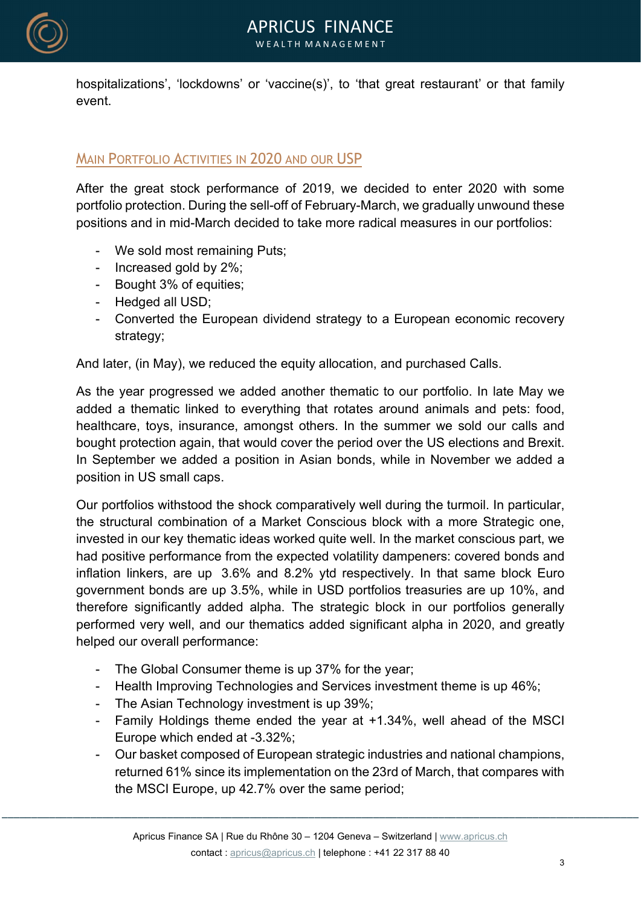hospitalizations', 'lockdowns' or 'vaccine(s)', to 'that great restaurant' or that family event.

## Main Portfolio Activities in 2020 and our USP

After the great stock performance of 2019, we decided to enter 2020 with some portfolio protection. During the sell-off of February-March, we gradually unwound these positions and in mid-March decided to take more radical measures in our portfolios:

- We sold most remaining Puts;
- Increased gold by 2%;
- Bought 3% of equities;
- Hedged all USD;
- Converted the European dividend strategy to a European economic recovery strategy;

And later, (in May), we reduced the equity allocation, and purchased Calls.

As the year progressed we added another thematic to our portfolio. In late May we added a thematic linked to everything that rotates around animals and pets: food, healthcare, toys, insurance, amongst others. In the summer we sold our calls and bought protection again, that would cover the period over the US elections and Brexit. In September we added a position in Asian bonds, while in November we added a position in US small caps.

Our portfolios withstood the shock comparatively well during the turmoil. In particular, the structural combination of a Market Conscious block with a more Strategic one, invested in our key thematic ideas worked quite well. In the market conscious part, we had positive performance from the expected volatility dampeners: covered bonds and inflation linkers, are up 3.6% and 8.2% ytd respectively. In that same block Euro government bonds are up 3.5%, while in USD portfolios treasuries are up 10%, and therefore significantly added alpha. The strategic block in our portfolios generally performed very well, and our thematics added significant alpha in 2020, and greatly helped our overall performance:

- The Global Consumer theme is up 37% for the year;
- Health Improving Technologies and Services investment theme is up 46%;
- The Asian Technology investment is up 39%;
- Family Holdings theme ended the year at +1.34%, well ahead of the MSCI Europe which ended at -3.32%;
- Our basket composed of European strategic industries and national champions, returned 61% since its implementation on the 23rd of March, that compares with the MSCI Europe, up 42.7% over the same period;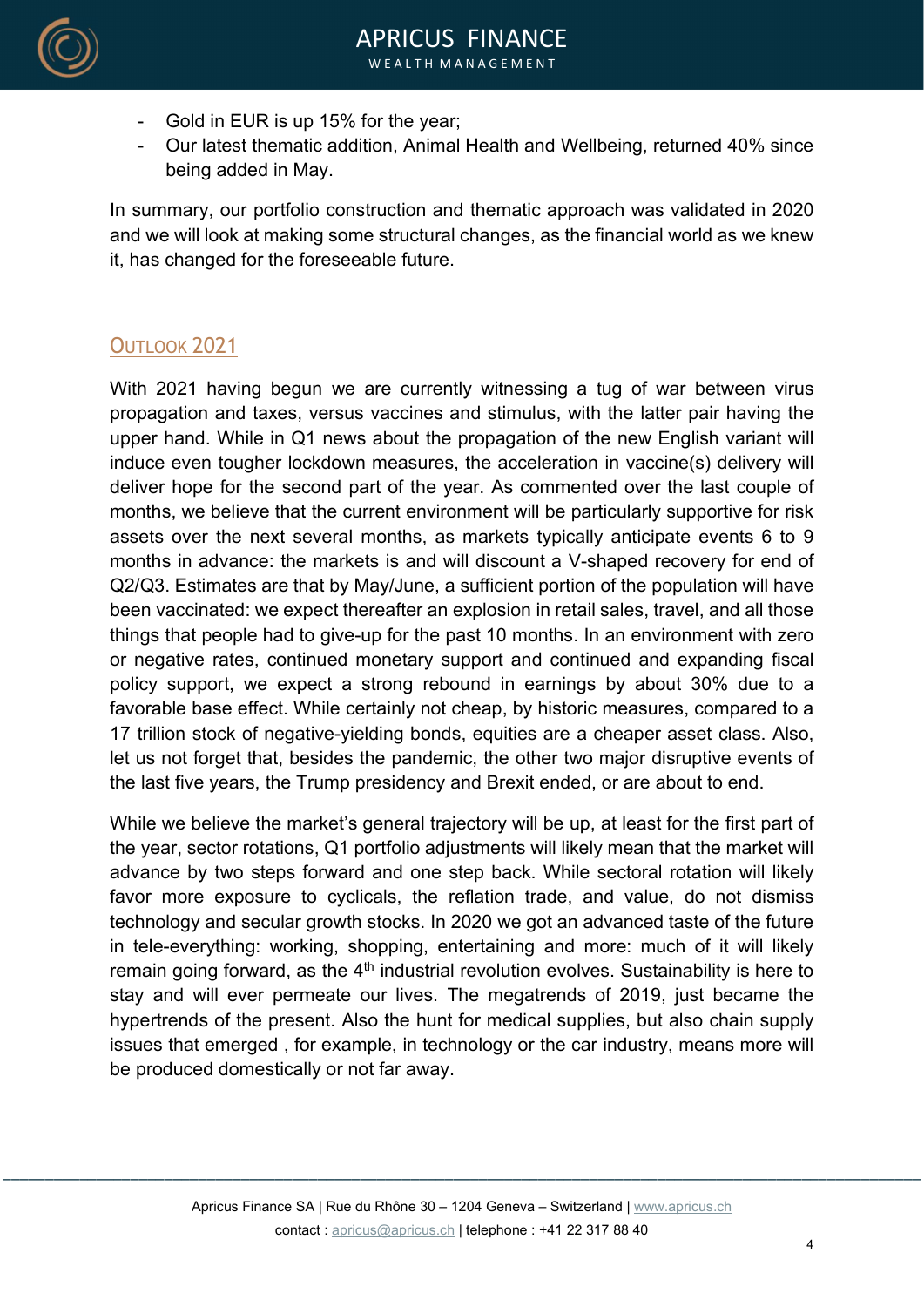- Gold in EUR is up 15% for the year;
- Our latest thematic addition, Animal Health and Wellbeing, returned 40% since being added in May.

In summary, our portfolio construction and thematic approach was validated in 2020 and we will look at making some structural changes, as the financial world as we knew it, has changed for the foreseeable future.

## Outlook 2021

With 2021 having begun we are currently witnessing a tug of war between virus propagation and taxes, versus vaccines and stimulus, with the latter pair having the upper hand. While in Q1 news about the propagation of the new English variant will induce even tougher lockdown measures, the acceleration in vaccine(s) delivery will deliver hope for the second part of the year. As commented over the last couple of months, we believe that the current environment will be particularly supportive for risk assets over the next several months, as markets typically anticipate events 6 to 9 months in advance: the markets is and will discount a V-shaped recovery for end of Q2/Q3. Estimates are that by May/June, a sufficient portion of the population will have been vaccinated: we expect thereafter an explosion in retail sales, travel, and all those things that people had to give-up for the past 10 months. In an environment with zero or negative rates, continued monetary support and continued and expanding fiscal policy support, we expect a strong rebound in earnings by about 30% due to a favorable base effect. While certainly not cheap, by historic measures, compared to a 17 trillion stock of negative-yielding bonds, equities are a cheaper asset class. Also, let us not forget that, besides the pandemic, the other two major disruptive events of the last five years, the Trump presidency and Brexit ended, or are about to end.

While we believe the market's general trajectory will be up, at least for the first part of the year, sector rotations, Q1 portfolio adjustments will likely mean that the market will advance by two steps forward and one step back. While sectoral rotation will likely favor more exposure to cyclicals, the reflation trade, and value, do not dismiss technology and secular growth stocks. In 2020 we got an advanced taste of the future in tele-everything: working, shopping, entertaining and more: much of it will likely remain going forward, as the 4th industrial revolution evolves. Sustainability is here to stay and will ever permeate our lives. The megatrends of 2019, just became the hypertrends of the present. Also the hunt for medical supplies, but also chain supply issues that emerged , for example, in technology or the car industry, means more will be produced domestically or not far away.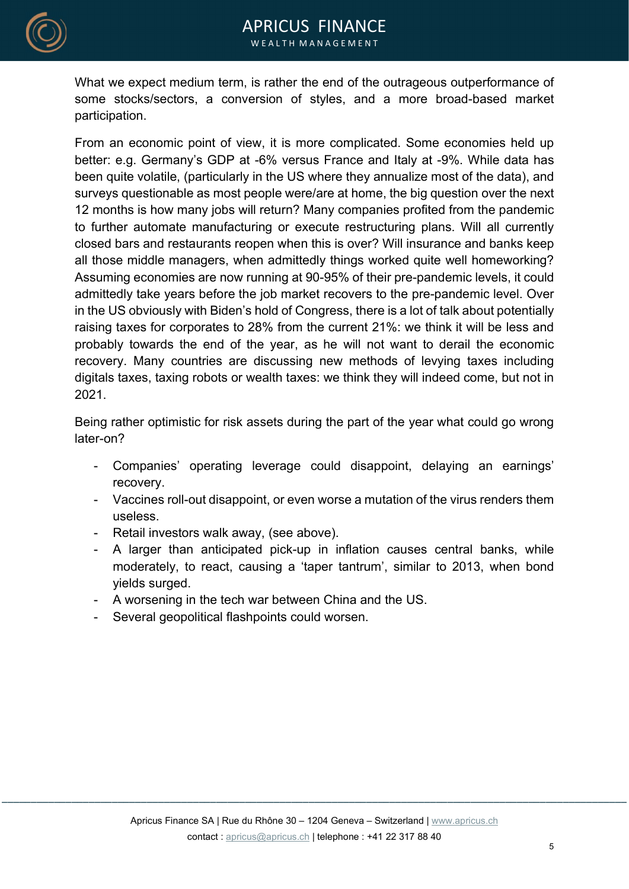What we expect medium term, is rather the end of the outrageous outperformance of some stocks/sectors, a conversion of styles, and a more broad-based market participation.

From an economic point of view, it is more complicated. Some economies held up better: e.g. Germany's GDP at -6% versus France and Italy at -9%. While data has been quite volatile, (particularly in the US where they annualize most of the data), and surveys questionable as most people were/are at home, the big question over the next 12 months is how many jobs will return? Many companies profited from the pandemic to further automate manufacturing or execute restructuring plans. Will all currently closed bars and restaurants reopen when this is over? Will insurance and banks keep all those middle managers, when admittedly things worked quite well homeworking? Assuming economies are now running at 90-95% of their pre-pandemic levels, it could admittedly take years before the job market recovers to the pre-pandemic level. Over in the US obviously with Biden's hold of Congress, there is a lot of talk about potentially raising taxes for corporates to 28% from the current 21%: we think it will be less and probably towards the end of the year, as he will not want to derail the economic recovery. Many countries are discussing new methods of levying taxes including digitals taxes, taxing robots or wealth taxes: we think they will indeed come, but not in 2021.

Being rather optimistic for risk assets during the part of the year what could go wrong later-on?

- Companies' operating leverage could disappoint, delaying an earnings' recovery.
- Vaccines roll-out disappoint, or even worse a mutation of the virus renders them useless.
- Retail investors walk away, (see above).
- A larger than anticipated pick-up in inflation causes central banks, while moderately, to react, causing a 'taper tantrum', similar to 2013, when bond yields surged.
- A worsening in the tech war between China and the US.
- Several geopolitical flashpoints could worsen.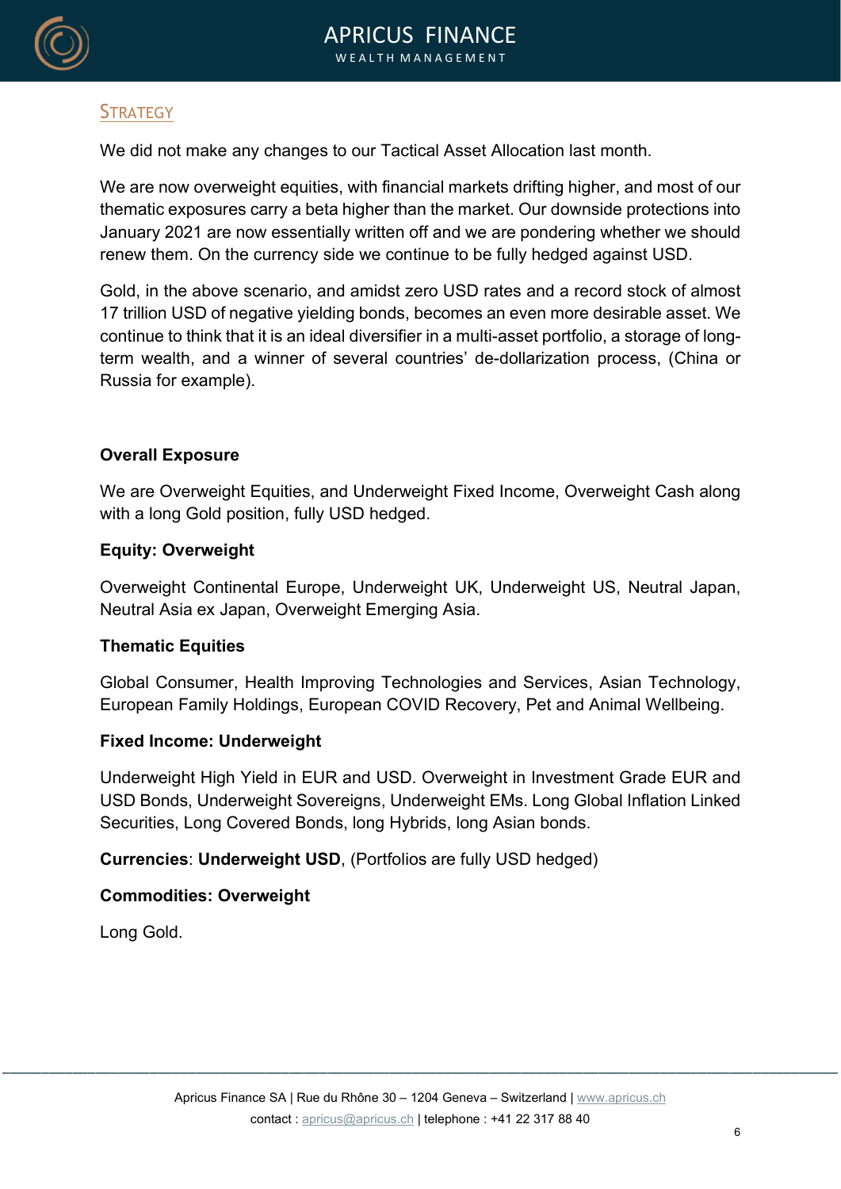## Strategy

We did not make any changes to our Tactical Asset Allocation last month.

We are now overweight equities, with financial markets drifting higher, and most of our thematic exposures carry a beta higher than the market. Our downside protections into January 2021 are now essentially written off and we are pondering whether we should renew them. On the currency side we continue to be fully hedged against USD.

Gold, in the above scenario, and amidst zero USD rates and a record stock of almost 17 trillion USD of negative yielding bonds, becomes an even more desirable asset. We continue to think that it is an ideal diversifier in a multi-asset portfolio, a storage of long-term wealth, and a winner of several countries' de-dollarization process, (China or Russia for example).

### Overall Exposure

We are Overweight Equities, and Underweight Fixed Income, Overweight Cash along with a long Gold position, fully USD hedged.

### Equity: Overweight

Overweight Continental Europe, Underweight UK, Underweight US, Neutral Japan, Neutral Asia ex Japan, Overweight Emerging Asia.

### Thematic Equities

Global Consumer, Health Improving Technologies and Services, Asian Technology, European Family Holdings, European COVID Recovery, Pet and Animal Wellbeing.

### Fixed Income: Underweight

Underweight High Yield in EUR and USD. Overweight in Investment Grade EUR and USD Bonds, Underweight Sovereigns, Underweight EMs. Long Global Inflation Linked Securities, Long Covered Bonds, long Hybrids, long Asian bonds.

**Currencies**: **Underweight USD**, (Portfolios are fully USD hedged)

### Commodities: Overweight

Long Gold.

Apricus Finance SA | Rue du Rhône 30 – 1204 Geneva – Switzerland | www.apricus.ch
contact : apricus@apricus.ch | telephone : +41 22 317 88 40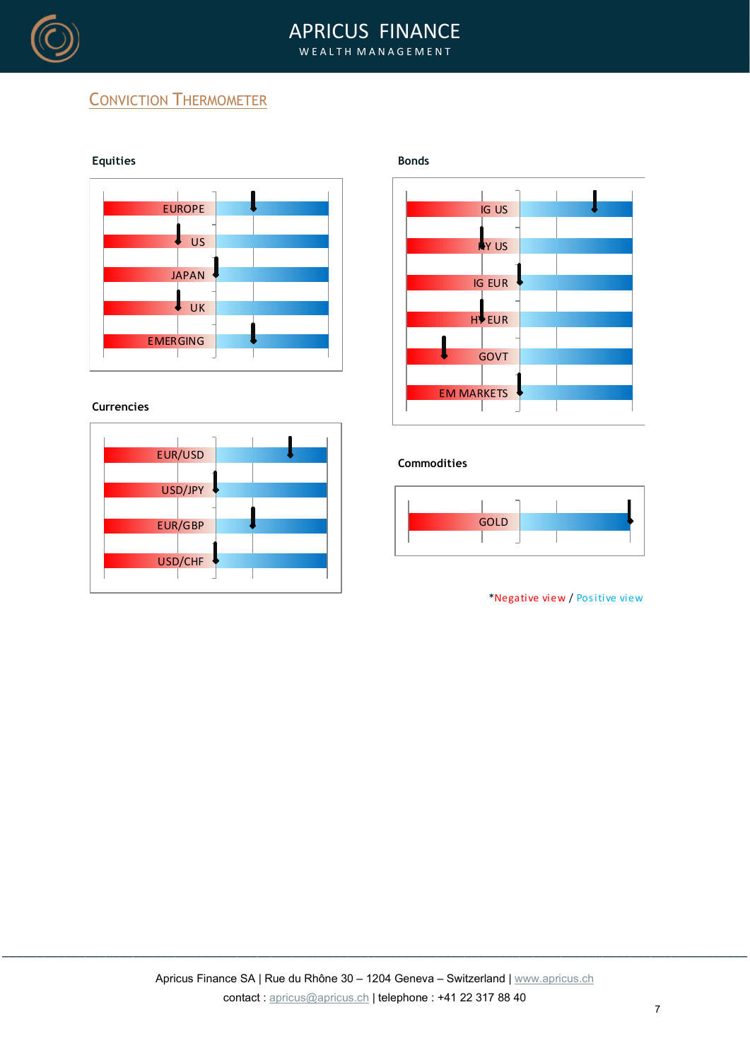## Conviction Thermometer

**Equities**

EUROPE

US

JAPAN

UK

EMERGING

**Bonds**

IG US

HY US

IG EUR

HY EUR

GOVT

EM MARKETS

**Currencies**

EUR/USD

USD/JPY

EUR/GBP

USD/CHF

**Commodities**

GOLD

*Negative view / Positive view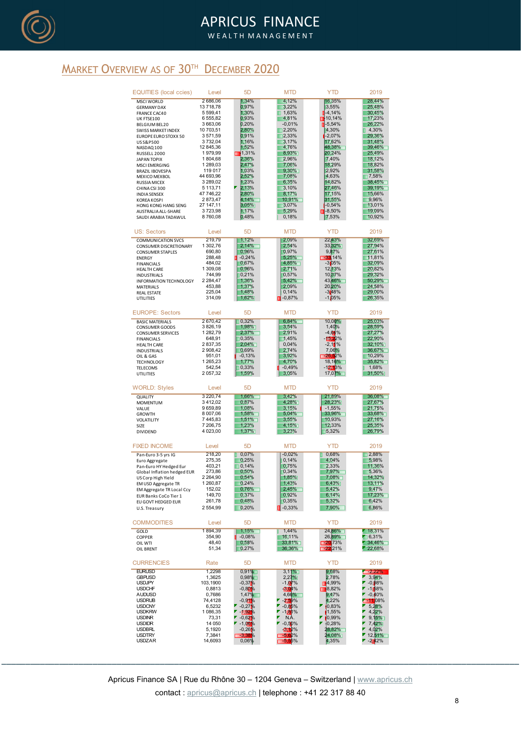# APRICUS FINANCE
WEALTH MANAGEMENT

## Market Overview as of 30th December 2020

| EQUITIES (local ccies) | Level | 5D | MTD | YTD | 2019 |
|---|---|---|---|---|---|
| MSCI WORLD | 2 686,06 | 1,34% | 4,12% | 16,35% | 28,44% |
| GERMANY DAX | 13 718,78 | 0,97% | 3,22% | 3,55% | 25,48% |
| FRANCE CAC40 | 5 599,41 | 1,30% | 1,63% | -4,14% | 30,45% |
| UK FTSE100 | 6 555,82 | 0,93% | 4,81% | -10,14% | 17,23% |
| BELGIUM BEL20 | 3 663,06 | 0,20% | -0,01% | -5,54% | 26,22% |
| SWISS MARKET INDEX | 10 703,51 | 2,80% | 2,20% | 4,30% | 4,30% |
| EUROPE EURO STOXX 50 | 3 571,59 | 0,91% | 2,33% | -2,07% | 29,36% |
| US S&P500 | 3 732,04 | 1,16% | 3,17% | 17,62% | 31,48% |
| NASDAQ 100 | 12 845,36 | 1,52% | 4,76% | 48,38% | 39,46% |
| RUSSELL 2000 | 1 979,99 | -1,31% | 8,93% | 20,24% | 25,49% |
| JAPAN TOPIX | 1 804,68 | 2,36% | 2,96% | 7,40% | 18,12% |
| MSCI EMERGING | 1 289,03 | 2,47% | 7,06% | 18,29% | 18,82% |
| BRAZIL IBOVESPA | 119 017 | 1,03% | 9,30% | 2,92% | 31,58% |
| MEXICO MEXBOL | 44 693,96 | 2,52% | 7,08% | 4,63% | 7,58% |
| RUSSIA MICEX | 3 289,02 | 1,23% | 6,35% | 14,82% | 38,45% |
| CHINA CSI 300 | 5 113,71 | 2,13% | 3,10% | 27,46% | 39,19% |
| INDIA SENSEX | 47 746,22 | 2,80% | 8,17% | 17,15% | 15,66% |
| KOREA KOSPI | 2 873,47 | 4,14% | 10,91% | 31,55% | 9,96% |
| HONG KONG HANG SENG | 27 147,11 | 3,05% | 3,07% | -0,54% | 13,01% |
| AUSTRALIA ALL-SHARE | 3 723,98 | 1,17% | 5,29% | -8,50% | 19,09% |
| SAUDI ARABIA TADAWUL | 8 760,08 | 0,48% | 0,18% | 7,53% | 10,92% |

| US: Sectors | Level | 5D | MTD | YTD | 2019 |
|---|---|---|---|---|---|
| COMMUNICATION SVCS | 219,79 | 1,12% | 2,09% | 22,43% | 32,69% |
| CONSUMER DISCRETIONARY | 1 302,76 | 2,14% | 2,54% | 33,32% | 27,94% |
| CONSUMER STAPLES | 690,80 | 0,96% | 0,97% | 9,87% | 27,61% |
| ENERGY | 288,48 | -0,24% | 5,25% | -33,14% | 11,81% |
| FINANCIALS | 484,02 | 0,67% | 4,85% | -3,05% | 32,09% |
| HEALTH CARE | 1 309,08 | 0,96% | 2,71% | 12,13% | 20,82% |
| INDUSTRIALS | 744,99 | 0,21% | 0,57% | 10,37% | 29,32% |
| INFORMATION TECHNOLOGY | 2 284,47 | 1,36% | 5,42% | 43,46% | 50,29% |
| MATERIALS | 453,88 | 1,37% | 2,09% | 20,20% | 24,58% |
| REAL ESTATE | 225,04 | 1,48% | 0,14% | -3,48% | 29,00% |
| UTILITIES | 314,09 | 1,62% | -0,87% | -1,05% | 26,35% |

| EUROPE: Sectors | Level | 5D | MTD | YTD | 2019 |
|---|---|---|---|---|---|
| BASIC MATERIALS | 2 670,42 | 0,32% | 6,84% | 10,00% | 25,03% |
| CONSUMER GOODS | 3 826,19 | 1,98% | 3,54% | 1,40% | 28,59% |
| CONSUMER SERVICES | 1 282,79 | 2,37% | 2,91% | -4,64% | 27,27% |
| FINANCIALS | 648,91 | 0,35% | 1,45% | -15,22% | 22,90% |
| HEALTH CARE | 2 837,35 | 2,04% | 0,04% | -2,11% | 32,10% |
| INDUSTRIALS | 2 908,42 | 0,69% | 2,74% | 7,06% | 36,67% |
| OIL & GAS | 951,01 | -0,13% | 3,92% | -26,32% | 10,29% |
| TECHNOLOGY | 1 265,23 | 1,77% | 4,70% | 18,16% | 35,82% |
| TELECOMS | 542,54 | 0,33% | -0,49% | -12,13% | 1,68% |
| UTILITIES | 2 057,32 | 1,59% | 3,05% | 17,07% | 31,50% |

| WORLD: Styles | Level | 5D | MTD | YTD | 2019 |
|---|---|---|---|---|---|
| QUALITY | 3 220,74 | 1,66% | 3,42% | 21,89% | 36,08% |
| MOMENTUM | 3 412,02 | 0,87% | 4,28% | 28,23% | 27,67% |
| VALUE | 9 659,89 | 1,08% | 3,15% | -1,55% | 21,75% |
| GROWTH | 8 007,06 | 1,58% | 5,04% | 33,96% | 33,68% |
| VOLATILITY | 7 445,83 | 1,51% | 3,55% | 10,93% | 27,16% |
| SIZE | 7 206,75 | 1,23% | 4,15% | 12,33% | 25,35% |
| DIVIDEND | 4 023,00 | 1,37% | 3,23% | 5,32% | 26,79% |

| FIXED INCOME | Level | 5D | MTD | YTD | 2019 |
|---|---|---|---|---|---|
| Pan-Euro 3-5 yrs IG | 218,20 | 0,07% | -0,02% | 0,68% | 2,88% |
| Euro Aggregate | 275,35 | 0,25% | 0,14% | 4,04% | 5,98% |
| Pan-Euro HY Hedged Eur | 403,21 | 0,14% | 0,75% | 2,33% | 11,36% |
| Global Inflation hedged EUR | 273,86 | 0,50% | 0,34% | 7,97% | 5,36% |
| US Corp High Yield | 2 264,90 | 0,54% | 1,85% | 7,08% | 14,32% |
| EM USD Aggregate TR | 1 260,87 | 0,24% | 1,43% | 6,43% | 13,11% |
| EM Aggregate TR Local Ccy | 152,02 | 0,76% | 2,45% | 5,42% | 9,47% |
| EUR Banks CoCo Tier 1 | 149,70 | 0,37% | 0,92% | 6,14% | 17,23% |
| EU GOVT HEDGED EUR | 261,78 | 0,48% | 0,35% | 5,32% | 6,42% |
| U.S. Treasury | 2 554,99 | 0,20% | -0,33% | 7,90% | 6,86% |

| COMMODITIES | Level | 5D | MTD | YTD | 2019 |
|---|---|---|---|---|---|
| GOLD | 1 894,39 | 1,15% | 1,44% | 24,86% | 18,31% |
| COPPER | 354,90 | -0,08% | 16,11% | 26,89% | 6,31% |
| OIL WTI | 48,40 | 0,58% | 33,81% | -20,73% | 34,46% |
| OIL BRENT | 51,34 | 0,27% | 36,36% | -22,21% | 22,68% |

| CURRENCIES | Rate | 5D | MTD | YTD | 2019 |
|---|---|---|---|---|---|
| EURUSD | 1,2298 | 0,91% | 3,11% | 9,68% | -2,22% |
| GBPUSD | 1,3625 | 0,98% | 2,27% | 2,78% | 3,94% |
| USDJPY | 103,1900 | -0,37% | -1,07% | -4,99% | -0,98% |
| USDCHF | 0,8813 | -0,80% | -3,04% | -8,82% | -1,58% |
| AUDUSD | 0,7686 | 1,47% | 4,66% | 9,47% | -0,40% |
| USDRUB | 74,4128 | -0,91% | -2,59% | 4,22% | -11,08% |
| USDCNY | 6,5232 | -0,27% | -0,85% | -0,83% | 5,28% |
| USDKRW | 1 086,35 | -1,92% | -1,81% | -1,55% | 4,22% |
| USDINR | 73,31 | -0,62% | N.A. | -0,99% | 9,16% |
| USDIDR | 14 050 | -1,06% | -0,50% | -0,28% | 7,42% |
| USDBRL | 5,1920 | -0,26% | -3,12% | 28,82% | 4,02% |
| USDTRY | 7,3841 | -3,38% | -5,82% | 24,08% | 12,51% |
| USDZAR | 14,6093 | 0,06% | -5,55% | 4,35% | -2,42% |

Apricus Finance SA | Rue du Rhône 30 – 1204 Geneva – Switzerland | www.apricus.ch

contact : apricus@apricus.ch | telephone : +41 22 317 88 40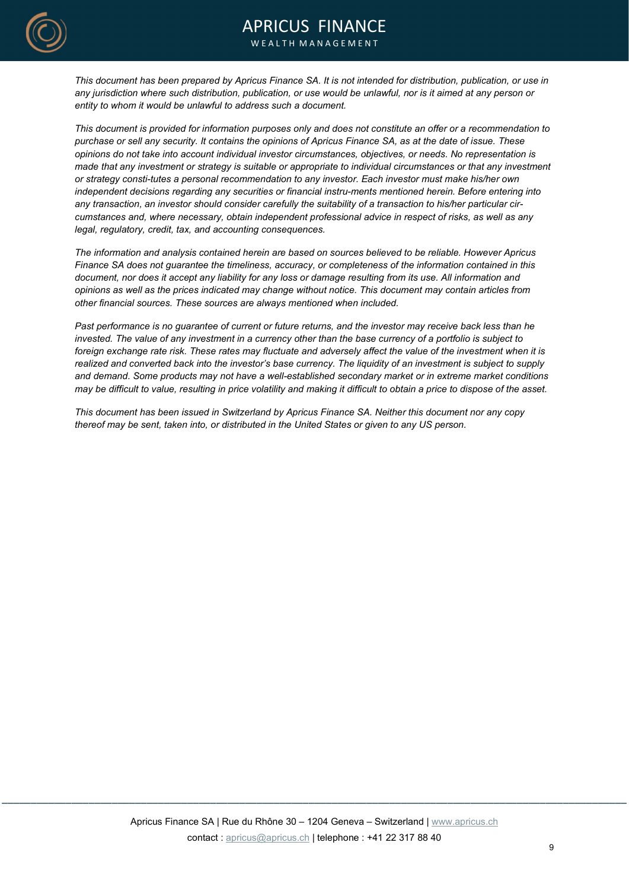*This document has been prepared by Apricus Finance SA. It is not intended for distribution, publication, or use in any jurisdiction where such distribution, publication, or use would be unlawful, nor is it aimed at any person or entity to whom it would be unlawful to address such a document.*

*This document is provided for information purposes only and does not constitute an offer or a recommendation to purchase or sell any security. It contains the opinions of Apricus Finance SA, as at the date of issue. These opinions do not take into account individual investor circumstances, objectives, or needs. No representation is made that any investment or strategy is suitable or appropriate to individual circumstances or that any investment or strategy consti-tutes a personal recommendation to any investor. Each investor must make his/her own independent decisions regarding any securities or financial instru-ments mentioned herein. Before entering into any transaction, an investor should consider carefully the suitability of a transaction to his/her particular cir-cumstances and, where necessary, obtain independent professional advice in respect of risks, as well as any legal, regulatory, credit, tax, and accounting consequences.*

*The information and analysis contained herein are based on sources believed to be reliable. However Apricus Finance SA does not guarantee the timeliness, accuracy, or completeness of the information contained in this document, nor does it accept any liability for any loss or damage resulting from its use. All information and opinions as well as the prices indicated may change without notice. This document may contain articles from other financial sources. These sources are always mentioned when included.*

*Past performance is no guarantee of current or future returns, and the investor may receive back less than he invested. The value of any investment in a currency other than the base currency of a portfolio is subject to foreign exchange rate risk. These rates may fluctuate and adversely affect the value of the investment when it is realized and converted back into the investor's base currency. The liquidity of an investment is subject to supply and demand. Some products may not have a well-established secondary market or in extreme market conditions may be difficult to value, resulting in price volatility and making it difficult to obtain a price to dispose of the asset.*

*This document has been issued in Switzerland by Apricus Finance SA. Neither this document nor any copy thereof may be sent, taken into, or distributed in the United States or given to any US person.*